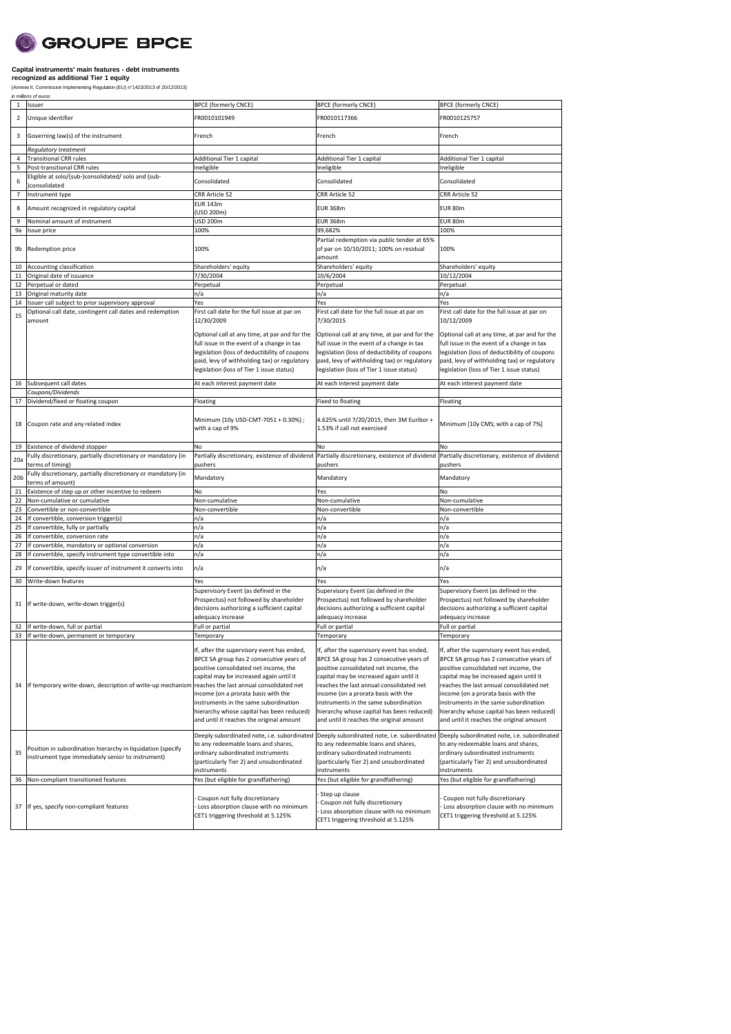GROUPE BPCE

**Capital instruments' main features - debt instruments recognized as additional Tier 1 equity**

(Annexe II, Commission Implementing Regulation (EU) n°1423/2013 of 20/12/2013)

*in millions of euros*

| 1 | Issuer | BPCE (formerly CNCE) | BPCE (formerly CNCE) | BPCE (formerly CNCE) |
|---|---|---|---|---|
| 2 | Unique identifier | FR0010101949 | FR0010117366 | FR0010125757 |
| 3 | Governing law(s) of the instrument | French | French | French |
| | *Regulatory treatment* | | | |
| 4 | Transitional CRR rules | Additional Tier 1 capital | Additional Tier 1 capital | Additional Tier 1 capital |
| 5 | Post-transitional CRR rules | Ineligible | Ineligible | Ineligible |
| 6 | Eligible at solo/(sub-)consolidated/ solo and (sub-)consolidated | Consolidated | Consolidated | Consolidated |
| 7 | Instrument type | CRR Article 52 | CRR Article 52 | CRR Article 52 |
| 8 | Amount recognized in regulatory capital | EUR 143m (USD 200m) | EUR 368m | EUR 80m |
| 9 | Nominal amount of instrument | USD 200m | EUR 368m | EUR 80m |
| 9a | Issue price | 100% | 99,682% | 100% |
| 9b | Redemption price | 100% | Partial redemption via public tender at 65% of par on 10/10/2011; 100% on residual amount | 100% |
| 10 | Accounting classification | Shareholders' equity | Shareholders' equity | Shareholders' equity |
| 11 | Original date of issuance | 7/30/2004 | 10/6/2004 | 10/12/2004 |
| 12 | Perpetual or dated | Perpetual | Perpetual | Perpetual |
| 13 | Original maturity date | n/a | n/a | n/a |
| 14 | Issuer call subject to prior supervisory approval | Yes | Yes | Yes |
| 15 | Optional call date, contingent call dates and redemption amount | First call date for the full issue at par on 12/30/2009<br><br>Optional call at any time, at par and for the full issue in the event of a change in tax legislation (loss of deductibility of coupons paid, levy of withholding tax) or regulatory legislation (loss of Tier 1 issue status) | First call date for the full issue at par on 7/30/2015<br><br>Optional call at any time, at par and for the full issue in the event of a change in tax legislation (loss of deductibility of coupons paid, levy of withholding tax) or regulatory legislation (loss of Tier 1 issue status) | First call date for the full issue at par on 10/12/2009<br><br>Optional call at any time, at par and for the full issue in the event of a change in tax legislation (loss of deductibility of coupons paid, levy of withholding tax) or regulatory legislation (loss of Tier 1 issue status) |
| 16 | Subsequent call dates | At each interest payment date | At each interest payment date | At each interest payment date |
| | *Coupons/Dividends* | | | |
| 17 | Dividend/fixed or floating coupon | Floating | Fixed to floating | Floating |
| 18 | Coupon rate and any related index | Minimum (10y USD-CMT-7051 + 0.30%) ; with a cap of 9% | 4.625% until 7/20/2015, then 3M Euribor + 1.53% if call not exercised | Minimum [10y CMS; with a cap of 7%] |
| 19 | Existence of dividend stopper | No | No | No |
| 20a | Fully discretionary, partially discretionary or mandatory (in terms of timing) | Partially discretionary, existence of dividend pushers | Partially discretionary, existence of dividend pushers | Partially discretionary, existence of dividend pushers |
| 20b | Fully discretionary, partially discretionary or mandatory (in terms of amount) | Mandatory | Mandatory | Mandatory |
| 21 | Existence of step up or other incentive to redeem | No | Yes | No |
| 22 | Non-cumulative or cumulative | Non-cumulative | Non-cumulative | Non-cumulative |
| 23 | Convertible or non-convertible | Non-convertible | Non-convertible | Non-convertible |
| 24 | If convertible, conversion trigger(s) | n/a | n/a | n/a |
| 25 | If convertible, fully or partially | n/a | n/a | n/a |
| 26 | If convertible, conversion rate | n/a | n/a | n/a |
| 27 | If convertible, mandatory or optional conversion | n/a | n/a | n/a |
| 28 | If convertible, specify instrument type convertible into | n/a | n/a | n/a |
| 29 | If convertible, specify issuer of instrument it converts into | n/a | n/a | n/a |
| 30 | Write-down features | Yes | Yes | Yes |
| 31 | If write-down, write-down trigger(s) | Supervisory Event (as defined in the Prospectus) not followed by shareholder decisions authorizing a sufficient capital adequacy increase | Supervisory Event (as defined in the Prospectus) not followed by shareholder decisions authorizing a sufficient capital adequacy increase | Supervisory Event (as defined in the Prospectus) not followed by shareholder decisions authorizing a sufficient capital adequacy increase |
| 32 | If write-down, full or partial | Full or partial | Full or partial | Full or partial |
| 33 | If write-down, permanent or temporary | Temporary | Temporary | Temporary |
| 34 | If temporary write-down, description of write-up mechanism | If, after the supervisory event has ended, BPCE SA group has 2 consecutive years of positive consolidated net income, the capital may be increased again until it reaches the last annual consolidated net income (on a prorata basis with the instruments in the same subordination hierarchy whose capital has been reduced) and until it reaches the original amount | If, after the supervisory event has ended, BPCE SA group has 2 consecutive years of positive consolidated net income, the capital may be increased again until it reaches the last annual consolidated net income (on a prorata basis with the instruments in the same subordination hierarchy whose capital has been reduced) and until it reaches the original amount | If, after the supervisory event has ended, BPCE SA group has 2 consecutive years of positive consolidated net income, the capital may be increased again until it reaches the last annual consolidated net income (on a prorata basis with the instruments in the same subordination hierarchy whose capital has been reduced) and until it reaches the original amount |
| 35 | Position in subordination hierarchy in liquidation (specify instrument type immediately senior to instrument) | Deeply subordinated note, i.e. subordinated to any redeemable loans and shares, ordinary subordinated instruments (particularly Tier 2) and unsubordinated instruments | Deeply subordinated note, i.e. subordinated to any redeemable loans and shares, ordinary subordinated instruments (particularly Tier 2) and unsubordinated instruments | Deeply subordinated note, i.e. subordinated to any redeemable loans and shares, ordinary subordinated instruments (particularly Tier 2) and unsubordinated instruments |
| 36 | Non-compliant transitioned features | Yes (but eligible for grandfathering) | Yes (but eligible for grandfathering) | Yes (but eligible for grandfathering) |
| 37 | If yes, specify non-compliant features | - Coupon not fully discretionary<br>- Loss absorption clause with no minimum CET1 triggering threshold at 5.125% | - Step up clause<br>- Coupon not fully discretionary<br>- Loss absorption clause with no minimum CET1 triggering threshold at 5.125% | - Coupon not fully discretionary<br>- Loss absorption clause with no minimum CET1 triggering threshold at 5.125% |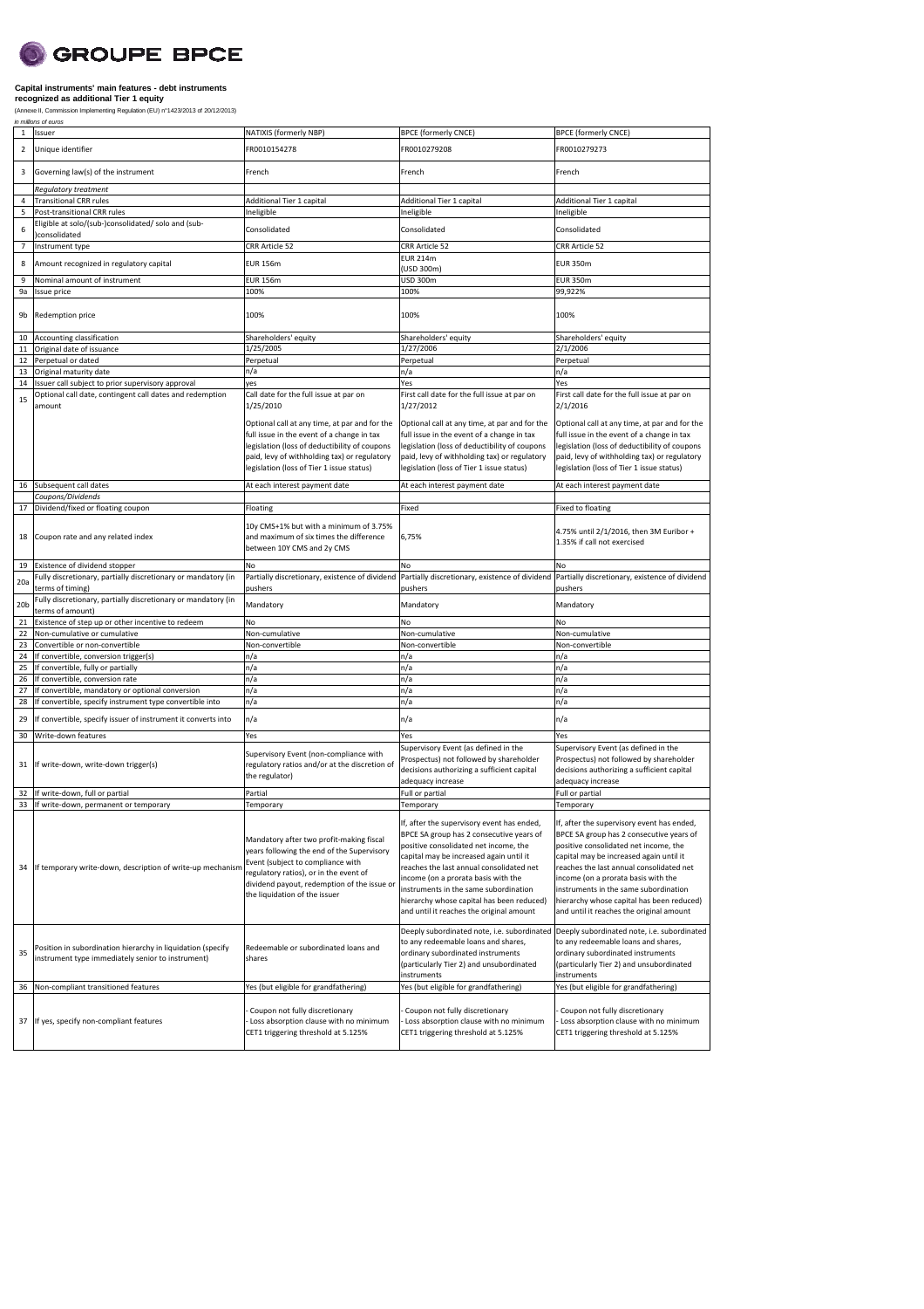GROUPE BPCE

**Capital instruments' main features - debt instruments recognized as additional Tier 1 equity**

(Annexe II, Commission Implementing Regulation (EU) n°1423/2013 of 20/12/2013)

*in millions of euros*

| | | | | |
|---|---|---|---|---|
| 1 | Issuer | NATIXIS (formerly NBP) | BPCE (formerly CNCE) | BPCE (formerly CNCE) |
| 2 | Unique identifier | FR0010154278 | FR0010279208 | FR0010279273 |
| 3 | Governing law(s) of the instrument | French | French | French |
| | *Regulatory treatment* | | | |
| 4 | Transitional CRR rules | Additional Tier 1 capital | Additional Tier 1 capital | Additional Tier 1 capital |
| 5 | Post-transitional CRR rules | Ineligible | Ineligible | Ineligible |
| 6 | Eligible at solo/(sub-)consolidated/ solo and (sub-)consolidated | Consolidated | Consolidated | Consolidated |
| 7 | Instrument type | CRR Article 52 | CRR Article 52 | CRR Article 52 |
| 8 | Amount recognized in regulatory capital | EUR 156m | EUR 214m (USD 300m) | EUR 350m |
| 9 | Nominal amount of instrument | EUR 156m | USD 300m | EUR 350m |
| 9a | Issue price | 100% | 100% | 99,922% |
| 9b | Redemption price | 100% | 100% | 100% |
| 10 | Accounting classification | Shareholders' equity | Shareholders' equity | Shareholders' equity |
| 11 | Original date of issuance | 1/25/2005 | 1/27/2006 | 2/1/2006 |
| 12 | Perpetual or dated | Perpetual | Perpetual | Perpetual |
| 13 | Original maturity date | n/a | n/a | n/a |
| 14 | Issuer call subject to prior supervisory approval | yes | Yes | Yes |
| 15 | Optional call date, contingent call dates and redemption amount | Call date for the full issue at par on 1/25/2010<br><br>Optional call at any time, at par and for the full issue in the event of a change in tax legislation (loss of deductibility of coupons paid, levy of withholding tax) or regulatory legislation (loss of Tier 1 issue status) | First call date for the full issue at par on 1/27/2012<br><br>Optional call at any time, at par and for the full issue in the event of a change in tax legislation (loss of deductibility of coupons paid, levy of withholding tax) or regulatory legislation (loss of Tier 1 issue status) | First call date for the full issue at par on 2/1/2016<br><br>Optional call at any time, at par and for the full issue in the event of a change in tax legislation (loss of deductibility of coupons paid, levy of withholding tax) or regulatory legislation (loss of Tier 1 issue status) |
| 16 | Subsequent call dates | At each interest payment date | At each interest payment date | At each interest payment date |
| | *Coupons/Dividends* | | | |
| 17 | Dividend/fixed or floating coupon | Floating | Fixed | Fixed to floating |
| 18 | Coupon rate and any related index | 10y CMS+1% but with a minimum of 3.75% and maximum of six times the difference between 10Y CMS and 2y CMS | 6,75% | 4.75% until 2/1/2016, then 3M Euribor + 1.35% if call not exercised |
| 19 | Existence of dividend stopper | No | No | No |
| 20a | Fully discretionary, partially discretionary or mandatory (in terms of timing) | Partially discretionary, existence of dividend pushers | Partially discretionary, existence of dividend pushers | Partially discretionary, existence of dividend pushers |
| 20b | Fully discretionary, partially discretionary or mandatory (in terms of amount) | Mandatory | Mandatory | Mandatory |
| 21 | Existence of step up or other incentive to redeem | No | No | No |
| 22 | Non-cumulative or cumulative | Non-cumulative | Non-cumulative | Non-cumulative |
| 23 | Convertible or non-convertible | Non-convertible | Non-convertible | Non-convertible |
| 24 | If convertible, conversion trigger(s) | n/a | n/a | n/a |
| 25 | If convertible, fully or partially | n/a | n/a | n/a |
| 26 | If convertible, conversion rate | n/a | n/a | n/a |
| 27 | If convertible, mandatory or optional conversion | n/a | n/a | n/a |
| 28 | If convertible, specify instrument type convertible into | n/a | n/a | n/a |
| 29 | If convertible, specify issuer of instrument it converts into | n/a | n/a | n/a |
| 30 | Write-down features | Yes | Yes | Yes |
| 31 | If write-down, write-down trigger(s) | Supervisory Event (non-compliance with regulatory ratios and/or at the discretion of the regulator) | Supervisory Event (as defined in the Prospectus) not followed by shareholder decisions authorizing a sufficient capital adequacy increase | Supervisory Event (as defined in the Prospectus) not followed by shareholder decisions authorizing a sufficient capital adequacy increase |
| 32 | If write-down, full or partial | Partial | Full or partial | Full or partial |
| 33 | If write-down, permanent or temporary | Temporary | Temporary | Temporary |
| 34 | If temporary write-down, description of write-up mechanism | Mandatory after two profit-making fiscal years following the end of the Supervisory Event (subject to compliance with regulatory ratios), or in the event of dividend payout, redemption of the issue or the liquidation of the issuer | If, after the supervisory event has ended, BPCE SA group has 2 consecutive years of positive consolidated net income, the capital may be increased again until it reaches the last annual consolidated net income (on a prorata basis with the instruments in the same subordination hierarchy whose capital has been reduced) and until it reaches the original amount | If, after the supervisory event has ended, BPCE SA group has 2 consecutive years of positive consolidated net income, the capital may be increased again until it reaches the last annual consolidated net income (on a prorata basis with the instruments in the same subordination hierarchy whose capital has been reduced) and until it reaches the original amount |
| 35 | Position in subordination hierarchy in liquidation (specify instrument type immediately senior to instrument) | Redeemable or subordinated loans and shares | Deeply subordinated note, i.e. subordinated to any redeemable loans and shares, ordinary subordinated instruments (particularly Tier 2) and unsubordinated instruments | Deeply subordinated note, i.e. subordinated to any redeemable loans and shares, ordinary subordinated instruments (particularly Tier 2) and unsubordinated instruments |
| 36 | Non-compliant transitioned features | Yes (but eligible for grandfathering) | Yes (but eligible for grandfathering) | Yes (but eligible for grandfathering) |
| 37 | If yes, specify non-compliant features | - Coupon not fully discretionary<br>- Loss absorption clause with no minimum CET1 triggering threshold at 5.125% | - Coupon not fully discretionary<br>- Loss absorption clause with no minimum CET1 triggering threshold at 5.125% | - Coupon not fully discretionary<br>- Loss absorption clause with no minimum CET1 triggering threshold at 5.125% |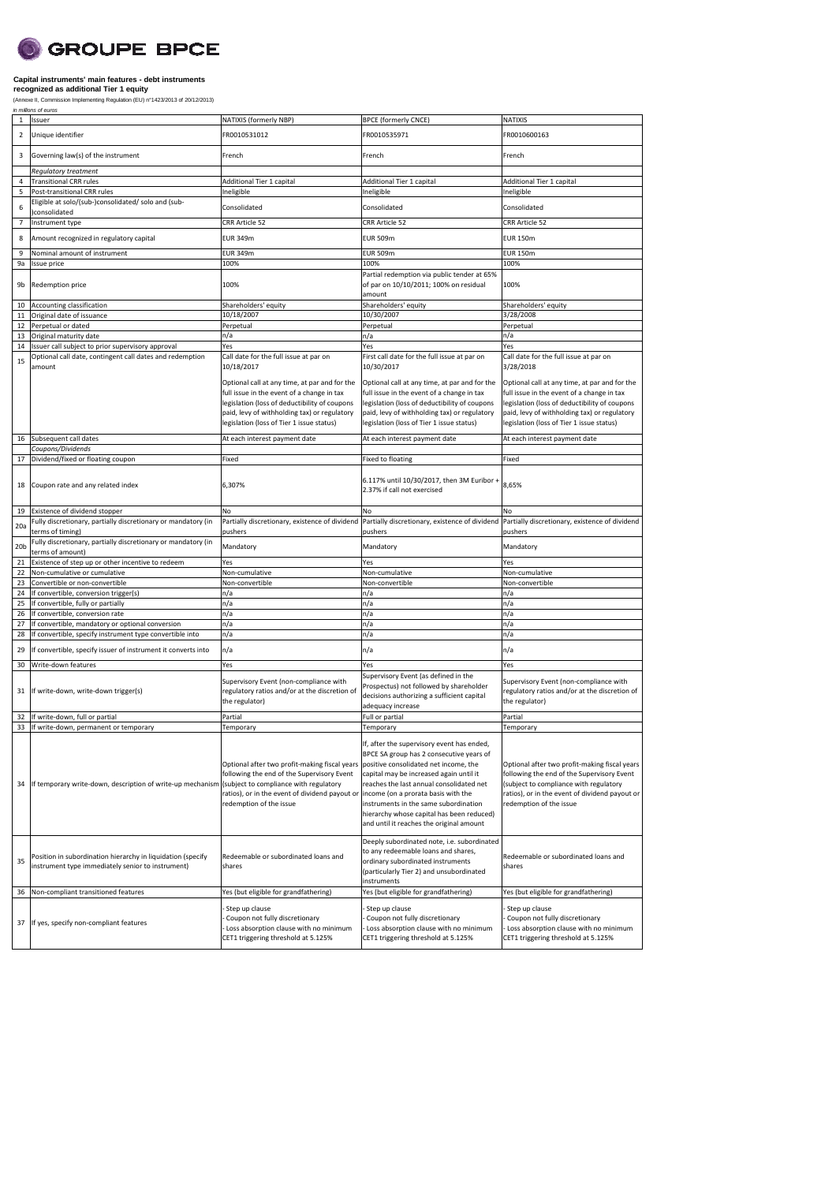**GROUPE BPCE**

**Capital instruments' main features - debt instruments recognized as additional Tier 1 equity**

(Annexe II, Commission Implementing Regulation (EU) n°1423/2013 of 20/12/2013)

*in millions of euros*

| | | | | |
|---|---|---|---|---|
| 1 | Issuer | NATIXIS (formerly NBP) | BPCE (formerly CNCE) | NATIXIS |
| 2 | Unique identifier | FR0010531012 | FR0010535971 | FR0010600163 |
| 3 | Governing law(s) of the instrument | French | French | French |
| | *Regulatory treatment* | | | |
| 4 | Transitional CRR rules | Additional Tier 1 capital | Additional Tier 1 capital | Additional Tier 1 capital |
| 5 | Post-transitional CRR rules | Ineligible | Ineligible | Ineligible |
| 6 | Eligible at solo/(sub-)consolidated/ solo and (sub-)consolidated | Consolidated | Consolidated | Consolidated |
| 7 | Instrument type | CRR Article 52 | CRR Article 52 | CRR Article 52 |
| 8 | Amount recognized in regulatory capital | EUR 349m | EUR 509m | EUR 150m |
| 9 | Nominal amount of instrument | EUR 349m | EUR 509m | EUR 150m |
| 9a | Issue price | 100% | 100% | 100% |
| 9b | Redemption price | 100% | Partial redemption via public tender at 65% of par on 10/10/2011; 100% on residual amount | 100% |
| 10 | Accounting classification | Shareholders' equity | Shareholders' equity | Shareholders' equity |
| 11 | Original date of issuance | 10/18/2007 | 10/30/2007 | 3/28/2008 |
| 12 | Perpetual or dated | Perpetual | Perpetual | Perpetual |
| 13 | Original maturity date | n/a | n/a | n/a |
| 14 | Issuer call subject to prior supervisory approval | Yes | Yes | Yes |
| 15 | Optional call date, contingent call dates and redemption amount | Call date for the full issue at par on 10/18/2017<br><br>Optional call at any time, at par and for the full issue in the event of a change in tax legislation (loss of deductibility of coupons paid, levy of withholding tax) or regulatory legislation (loss of Tier 1 issue status) | First call date for the full issue at par on 10/30/2017<br><br>Optional call at any time, at par and for the full issue in the event of a change in tax legislation (loss of deductibility of coupons paid, levy of withholding tax) or regulatory legislation (loss of Tier 1 issue status) | Call date for the full issue at par on 3/28/2018<br><br>Optional call at any time, at par and for the full issue in the event of a change in tax legislation (loss of deductibility of coupons paid, levy of withholding tax) or regulatory legislation (loss of Tier 1 issue status) |
| 16 | Subsequent call dates | At each interest payment date | At each interest payment date | At each interest payment date |
| | *Coupons/Dividends* | | | |
| 17 | Dividend/fixed or floating coupon | Fixed | Fixed to floating | Fixed |
| 18 | Coupon rate and any related index | 6,307% | 6.117% until 10/30/2017, then 3M Euribor + 2.37% if call not exercised | 8,65% |
| 19 | Existence of dividend stopper | No | No | No |
| 20a | Fully discretionary, partially discretionary or mandatory (in terms of timing) | Partially discretionary, existence of dividend pushers | Partially discretionary, existence of dividend pushers | Partially discretionary, existence of dividend pushers |
| 20b | Fully discretionary, partially discretionary or mandatory (in terms of amount) | Mandatory | Mandatory | Mandatory |
| 21 | Existence of step up or other incentive to redeem | Yes | Yes | Yes |
| 22 | Non-cumulative or cumulative | Non-cumulative | Non-cumulative | Non-cumulative |
| 23 | Convertible or non-convertible | Non-convertible | Non-convertible | Non-convertible |
| 24 | If convertible, conversion trigger(s) | n/a | n/a | n/a |
| 25 | If convertible, fully or partially | n/a | n/a | n/a |
| 26 | If convertible, conversion rate | n/a | n/a | n/a |
| 27 | If convertible, mandatory or optional conversion | n/a | n/a | n/a |
| 28 | If convertible, specify instrument type convertible into | n/a | n/a | n/a |
| 29 | If convertible, specify issuer of instrument it converts into | n/a | n/a | n/a |
| 30 | Write-down features | Yes | Yes | Yes |
| 31 | If write-down, write-down trigger(s) | Supervisory Event (non-compliance with regulatory ratios and/or at the discretion of the regulator) | Supervisory Event (as defined in the Prospectus) not followed by shareholder decisions authorizing a sufficient capital adequacy increase | Supervisory Event (non-compliance with regulatory ratios and/or at the discretion of the regulator) |
| 32 | If write-down, full or partial | Partial | Full or partial | Partial |
| 33 | If write-down, permanent or temporary | Temporary | Temporary | Temporary |
| 34 | If temporary write-down, description of write-up mechanism | Optional after two profit-making fiscal years following the end of the Supervisory Event (subject to compliance with regulatory ratios), or in the event of dividend payout or redemption of the issue | If, after the supervisory event has ended, BPCE SA group has 2 consecutive years of positive consolidated net income, the capital may be increased again until it reaches the last annual consolidated net income (on a prorata basis with the instruments in the same subordination hierarchy whose capital has been reduced) and until it reaches the original amount | Optional after two profit-making fiscal years following the end of the Supervisory Event (subject to compliance with regulatory ratios), or in the event of dividend payout or redemption of the issue |
| 35 | Position in subordination hierarchy in liquidation (specify instrument type immediately senior to instrument) | Redeemable or subordinated loans and shares | Deeply subordinated note, i.e. subordinated to any redeemable loans and shares, ordinary subordinated instruments (particularly Tier 2) and unsubordinated instruments | Redeemable or subordinated loans and shares |
| 36 | Non-compliant transitioned features | Yes (but eligible for grandfathering) | Yes (but eligible for grandfathering) | Yes (but eligible for grandfathering) |
| 37 | If yes, specify non-compliant features | - Step up clause<br>- Coupon not fully discretionary<br>- Loss absorption clause with no minimum CET1 triggering threshold at 5.125% | - Step up clause<br>- Coupon not fully discretionary<br>- Loss absorption clause with no minimum CET1 triggering threshold at 5.125% | - Step up clause<br>- Coupon not fully discretionary<br>- Loss absorption clause with no minimum CET1 triggering threshold at 5.125% |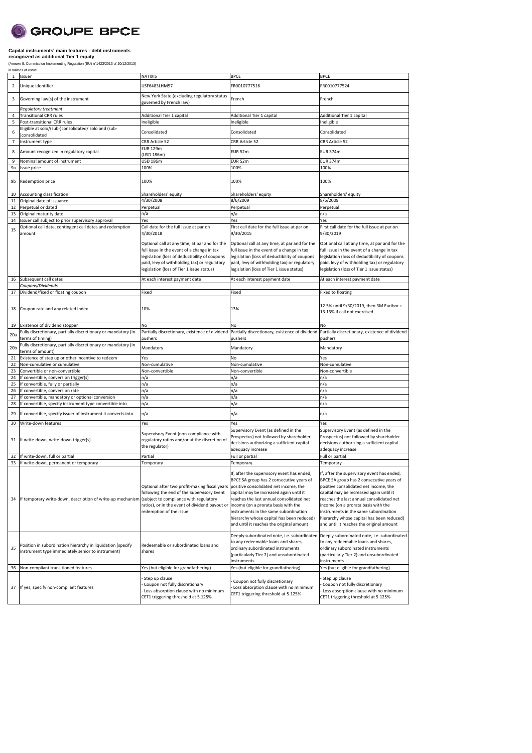GROUPE BPCE

**Capital instruments' main features - debt instruments recognized as additional Tier 1 equity**

(Annexe II, Commission Implementing Regulation (EU) n°1423/2013 of 20/12/2013)

*in millions of euros*

| | | | | |
|---|---|---|---|---|
| 1 | Issuer | NATIXIS | BPCE | BPCE |
| 2 | Unique identifier | USF6483LHM57 | FR0010777516 | FR0010777524 |
| 3 | Governing law(s) of the instrument | New York State (excluding regulatory status governed by French law) | French | French |
| | *Regulatory treatment* | | | |
| 4 | Transitional CRR rules | Additional Tier 1 capital | Additional Tier 1 capital | Additional Tier 1 capital |
| 5 | Post-transitional CRR rules | Ineligible | Ineligible | Ineligible |
| 6 | Eligible at solo/(sub-)consolidated/ solo and (sub-)consolidated | Consolidated | Consolidated | Consolidated |
| 7 | Instrument type | CRR Article 52 | CRR Article 52 | CRR Article 52 |
| 8 | Amount recognized in regulatory capital | EUR 129m (USD 186m) | EUR 52m | EUR 374m |
| 9 | Nominal amount of instrument | USD 186m | EUR 52m | EUR 374m |
| 9a | Issue price | 100% | 100% | 100% |
| 9b | Redemption price | 100% | 100% | 100% |
| 10 | Accounting classification | Shareholders' equity | Shareholders' equity | Shareholders' equity |
| 11 | Original date of issuance | 4/30/2008 | 8/6/2009 | 8/6/2009 |
| 12 | Perpetual or dated | Perpetual | Perpetual | Perpetual |
| 13 | Original maturity date | n/a | n/a | n/a |
| 14 | Issuer call subject to prior supervisory approval | Yes | Yes | Yes |
| 15 | Optional call date, contingent call dates and redemption amount | Call date for the full issue at par on 4/30/2018<br><br>Optional call at any time, at par and for the full issue in the event of a change in tax legislation (loss of deductibility of coupons paid, levy of withholding tax) or regulatory legislation (loss of Tier 1 issue status) | First call date for the full issue at par on 9/30/2015<br><br>Optional call at any time, at par and for the full issue in the event of a change in tax legislation (loss of deductibility of coupons paid, levy of withholding tax) or regulatory legislation (loss of Tier 1 issue status) | First call date for the full issue at par on 9/30/2019<br><br>Optional call at any time, at par and for the full issue in the event of a change in tax legislation (loss of deductibility of coupons paid, levy of withholding tax) or regulatory legislation (loss of Tier 1 issue status) |
| 16 | Subsequent call dates | At each interest payment date | At each interest payment date | At each interest payment date |
| | *Coupons/Dividends* | | | |
| 17 | Dividend/fixed or floating coupon | Fixed | Fixed | Fixed to floating |
| 18 | Coupon rate and any related index | 10% | 13% | 12.5% until 9/30/2019, then 3M Euribor + 13.13% if call not exercised |
| 19 | Existence of dividend stopper | No | No | No |
| 20a | Fully discretionary, partially discretionary or mandatory (in terms of timing) | Partially discretionary, existence of dividend pushers | Partially discretionary, existence of dividend pushers | Partially discretionary, existence of dividend pushers |
| 20b | Fully discretionary, partially discretionary or mandatory (in terms of amount) | Mandatory | Mandatory | Mandatory |
| 21 | Existence of step up or other incentive to redeem | Yes | No | Yes |
| 22 | Non-cumulative or cumulative | Non-cumulative | Non-cumulative | Non-cumulative |
| 23 | Convertible or non-convertible | Non-convertible | Non-convertible | Non-convertible |
| 24 | If convertible, conversion trigger(s) | n/a | n/a | n/a |
| 25 | If convertible, fully or partially | n/a | n/a | n/a |
| 26 | If convertible, conversion rate | n/a | n/a | n/a |
| 27 | If convertible, mandatory or optional conversion | n/a | n/a | n/a |
| 28 | If convertible, specify instrument type convertible into | n/a | n/a | n/a |
| 29 | If convertible, specify issuer of instrument it converts into | n/a | n/a | n/a |
| 30 | Write-down features | Yes | Yes | Yes |
| 31 | If write-down, write-down trigger(s) | Supervisory Event (non-compliance with regulatory ratios and/or at the discretion of the regulator) | Supervisory Event (as defined in the Prospectus) not followed by shareholder decisions authorizing a sufficient capital adequacy increase | Supervisory Event (as defined in the Prospectus) not followed by shareholder decisions authorizing a sufficient capital adequacy increase |
| 32 | If write-down, full or partial | Partial | Full or partial | Full or partial |
| 33 | If write-down, permanent or temporary | Temporary | Temporary | Temporary |
| 34 | If temporary write-down, description of write-up mechanism | Optional after two profit-making fiscal years following the end of the Supervisory Event (subject to compliance with regulatory ratios), or in the event of dividend payout or redemption of the issue | If, after the supervisory event has ended, BPCE SA group has 2 consecutive years of positive consolidated net income, the capital may be increased again until it reaches the last annual consolidated net income (on a prorata basis with the instruments in the same subordination hierarchy whose capital has been reduced) and until it reaches the original amount | If, after the supervisory event has ended, BPCE SA group has 2 consecutive years of positive consolidated net income, the capital may be increased again until it reaches the last annual consolidated net income (on a prorata basis with the instruments in the same subordination hierarchy whose capital has been reduced) and until it reaches the original amount |
| 35 | Position in subordination hierarchy in liquidation (specify instrument type immediately senior to instrument) | Redeemable or subordinated loans and shares | Deeply subordinated note, i.e. subordinated to any redeemable loans and shares, ordinary subordinated instruments (particularly Tier 2) and unsubordinated instruments | Deeply subordinated note, i.e. subordinated to any redeemable loans and shares, ordinary subordinated instruments (particularly Tier 2) and unsubordinated instruments |
| 36 | Non-compliant transitioned features | Yes (but eligible for grandfathering) | Yes (but eligible for grandfathering) | Yes (but eligible for grandfathering) |
| 37 | If yes, specify non-compliant features | - Step up clause<br>- Coupon not fully discretionary<br>- Loss absorption clause with no minimum CET1 triggering threshold at 5.125% | - Coupon not fully discretionary<br>- Loss absorption clause with no minimum CET1 triggering threshold at 5.125% | - Step up clause<br>- Coupon not fully discretionary<br>- Loss absorption clause with no minimum CET1 triggering threshold at 5.125% |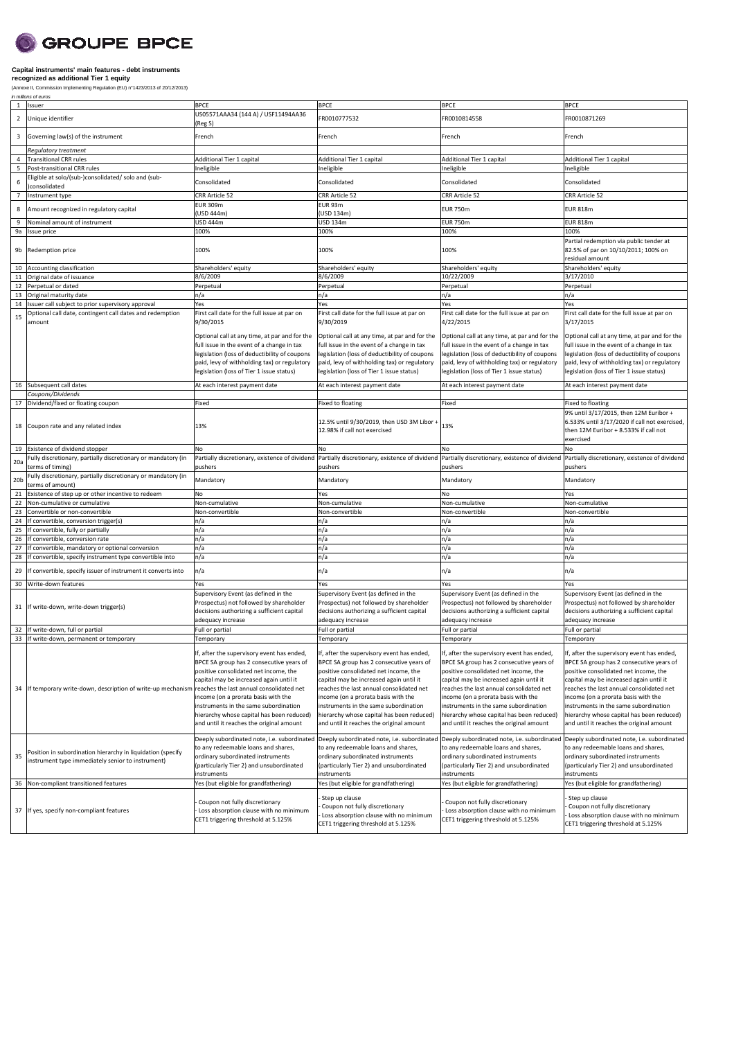GROUPE BPCE

**Capital instruments' main features - debt instruments recognized as additional Tier 1 equity**

(Annexe II, Commission Implementing Regulation (EU) n°1423/2013 of 20/12/2013)

*in millions of euros*

| | | | | | |
|---|---|---|---|---|---|
| 1 | Issuer | BPCE | BPCE | BPCE | BPCE |
| 2 | Unique identifier | US05571AAA34 (144 A) / USF11494AA36 (Reg S) | FR0010777532 | FR0010814558 | FR0010871269 |
| 3 | Governing law(s) of the instrument | French | French | French | French |
| | *Regulatory treatment* | | | | |
| 4 | Transitional CRR rules | Additional Tier 1 capital | Additional Tier 1 capital | Additional Tier 1 capital | Additional Tier 1 capital |
| 5 | Post-transitional CRR rules | Ineligible | Ineligible | Ineligible | Ineligible |
| 6 | Eligible at solo/(sub-)consolidated/ solo and (sub-)consolidated | Consolidated | Consolidated | Consolidated | Consolidated |
| 7 | Instrument type | CRR Article 52 | CRR Article 52 | CRR Article 52 | CRR Article 52 |
| 8 | Amount recognized in regulatory capital | EUR 309m (USD 444m) | EUR 93m (USD 134m) | EUR 750m | EUR 818m |
| 9 | Nominal amount of instrument | USD 444m | USD 134m | EUR 750m | EUR 818m |
| 9a | Issue price | 100% | 100% | 100% | 100% |
| 9b | Redemption price | 100% | 100% | 100% | Partial redemption via public tender at 82.5% of par on 10/10/2011; 100% on residual amount |
| 10 | Accounting classification | Shareholders' equity | Shareholders' equity | Shareholders' equity | Shareholders' equity |
| 11 | Original date of issuance | 8/6/2009 | 8/6/2009 | 10/22/2009 | 3/17/2010 |
| 12 | Perpetual or dated | Perpetual | Perpetual | Perpetual | Perpetual |
| 13 | Original maturity date | n/a | n/a | n/a | n/a |
| 14 | Issuer call subject to prior supervisory approval | Yes | Yes | Yes | Yes |
| 15 | Optional call date, contingent call dates and redemption amount | First call date for the full issue at par on 9/30/2015<br><br>Optional call at any time, at par and for the full issue in the event of a change in tax legislation (loss of deductibility of coupons paid, levy of withholding tax) or regulatory legislation (loss of Tier 1 issue status) | First call date for the full issue at par on 9/30/2019<br><br>Optional call at any time, at par and for the full issue in the event of a change in tax legislation (loss of deductibility of coupons paid, levy of withholding tax) or regulatory legislation (loss of Tier 1 issue status) | First call date for the full issue at par on 4/22/2015<br><br>Optional call at any time, at par and for the full issue in the event of a change in tax legislation (loss of deductibility of coupons paid, levy of withholding tax) or regulatory legislation (loss of Tier 1 issue status) | First call date for the full issue at par on 3/17/2015<br><br>Optional call at any time, at par and for the full issue in the event of a change in tax legislation (loss of deductibility of coupons paid, levy of withholding tax) or regulatory legislation (loss of Tier 1 issue status) |
| 16 | Subsequent call dates | At each interest payment date | At each interest payment date | At each interest payment date | At each interest payment date |
| | *Coupons/Dividends* | | | | |
| 17 | Dividend/fixed or floating coupon | Fixed | Fixed to floating | Fixed | Fixed to floating |
| 18 | Coupon rate and any related index | 13% | 12.5% until 9/30/2019, then USD 3M Libor + 12.98% if call not exercised | 13% | 9% until 3/17/2015, then 12M Euribor + 6.533% until 3/17/2020 if call not exercised, then 12M Euribor + 8.533% if call not exercised |
| 19 | Existence of dividend stopper | No | No | No | No |
| 20a | Fully discretionary, partially discretionary or mandatory (in terms of timing) | Partially discretionary, existence of dividend pushers | Partially discretionary, existence of dividend pushers | Partially discretionary, existence of dividend pushers | Partially discretionary, existence of dividend pushers |
| 20b | Fully discretionary, partially discretionary or mandatory (in terms of amount) | Mandatory | Mandatory | Mandatory | Mandatory |
| 21 | Existence of step up or other incentive to redeem | No | Yes | No | Yes |
| 22 | Non-cumulative or cumulative | Non-cumulative | Non-cumulative | Non-cumulative | Non-cumulative |
| 23 | Convertible or non-convertible | Non-convertible | Non-convertible | Non-convertible | Non-convertible |
| 24 | If convertible, conversion trigger(s) | n/a | n/a | n/a | n/a |
| 25 | If convertible, fully or partially | n/a | n/a | n/a | n/a |
| 26 | If convertible, conversion rate | n/a | n/a | n/a | n/a |
| 27 | If convertible, mandatory or optional conversion | n/a | n/a | n/a | n/a |
| 28 | If convertible, specify instrument type convertible into | n/a | n/a | n/a | n/a |
| 29 | If convertible, specify issuer of instrument it converts into | n/a | n/a | n/a | n/a |
| 30 | Write-down features | Yes | Yes | Yes | Yes |
| 31 | If write-down, write-down trigger(s) | Supervisory Event (as defined in the Prospectus) not followed by shareholder decisions authorizing a sufficient capital adequacy increase | Supervisory Event (as defined in the Prospectus) not followed by shareholder decisions authorizing a sufficient capital adequacy increase | Supervisory Event (as defined in the Prospectus) not followed by shareholder decisions authorizing a sufficient capital adequacy increase | Supervisory Event (as defined in the Prospectus) not followed by shareholder decisions authorizing a sufficient capital adequacy increase |
| 32 | If write-down, full or partial | Full or partial | Full or partial | Full or partial | Full or partial |
| 33 | If write-down, permanent or temporary | Temporary | Temporary | Temporary | Temporary |
| 34 | If temporary write-down, description of write-up mechanism | If, after the supervisory event has ended, BPCE SA group has 2 consecutive years of positive consolidated net income, the capital may be increased again until it reaches the last annual consolidated net income (on a prorata basis with the instruments in the same subordination hierarchy whose capital has been reduced) and until it reaches the original amount | If, after the supervisory event has ended, BPCE SA group has 2 consecutive years of positive consolidated net income, the capital may be increased again until it reaches the last annual consolidated net income (on a prorata basis with the instruments in the same subordination hierarchy whose capital has been reduced) and until it reaches the original amount | If, after the supervisory event has ended, BPCE SA group has 2 consecutive years of positive consolidated net income, the capital may be increased again until it reaches the last annual consolidated net income (on a prorata basis with the instruments in the same subordination hierarchy whose capital has been reduced) and until it reaches the original amount | If, after the supervisory event has ended, BPCE SA group has 2 consecutive years of positive consolidated net income, the capital may be increased again until it reaches the last annual consolidated net income (on a prorata basis with the instruments in the same subordination hierarchy whose capital has been reduced) and until it reaches the original amount |
| 35 | Position in subordination hierarchy in liquidation (specify instrument type immediately senior to instrument) | Deeply subordinated note, i.e. subordinated to any redeemable loans and shares, ordinary subordinated instruments (particularly Tier 2) and unsubordinated instruments | Deeply subordinated note, i.e. subordinated to any redeemable loans and shares, ordinary subordinated instruments (particularly Tier 2) and unsubordinated instruments | Deeply subordinated note, i.e. subordinated to any redeemable loans and shares, ordinary subordinated instruments (particularly Tier 2) and unsubordinated instruments | Deeply subordinated note, i.e. subordinated to any redeemable loans and shares, ordinary subordinated instruments (particularly Tier 2) and unsubordinated instruments |
| 36 | Non-compliant transitioned features | Yes (but eligible for grandfathering) | Yes (but eligible for grandfathering) | Yes (but eligible for grandfathering) | Yes (but eligible for grandfathering) |
| 37 | If yes, specify non-compliant features | - Coupon not fully discretionary<br>- Loss absorption clause with no minimum CET1 triggering threshold at 5.125% | - Step up clause<br>- Coupon not fully discretionary<br>- Loss absorption clause with no minimum CET1 triggering threshold at 5.125% | - Coupon not fully discretionary<br>- Loss absorption clause with no minimum CET1 triggering threshold at 5.125% | - Step up clause<br>- Coupon not fully discretionary<br>- Loss absorption clause with no minimum CET1 triggering threshold at 5.125% |